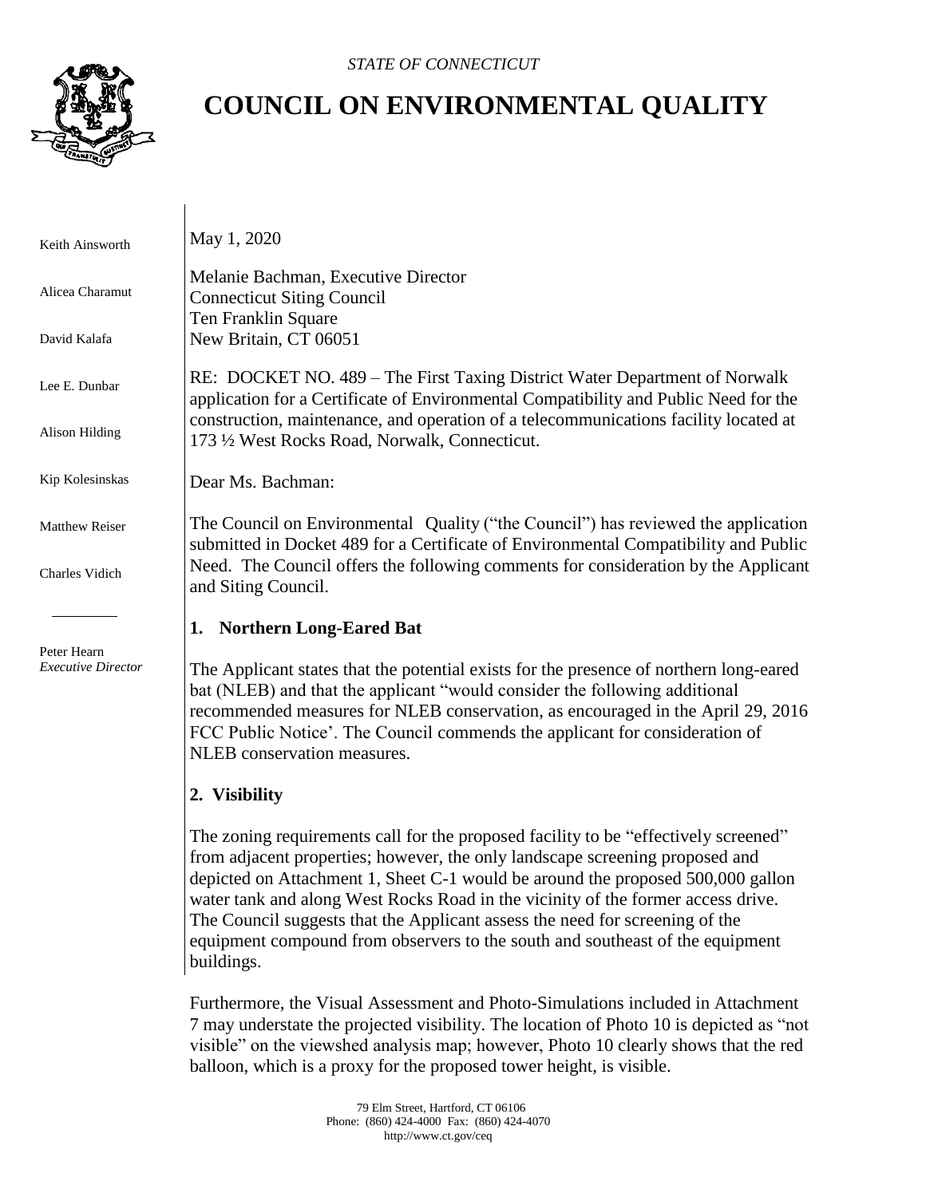*STATE OF CONNECTICUT*

# COUNCIL ON ENVIRONMENTAL QUALITY

Keith Ainsworth

Alicea Charamut

David Kalafa

Lee E. Dunbar

Alison Hilding

Kip Kolesinskas

Matthew Reiser

Charles Vidich

Peter Hearn
*Executive Director*

May 1, 2020

Melanie Bachman, Executive Director
Connecticut Siting Council
Ten Franklin Square
New Britain, CT 06051

RE: DOCKET NO. 489 – The First Taxing District Water Department of Norwalk application for a Certificate of Environmental Compatibility and Public Need for the construction, maintenance, and operation of a telecommunications facility located at 173 ½ West Rocks Road, Norwalk, Connecticut.

Dear Ms. Bachman:

The Council on Environmental Quality ("the Council") has reviewed the application submitted in Docket 489 for a Certificate of Environmental Compatibility and Public Need. The Council offers the following comments for consideration by the Applicant and Siting Council.

## 1. Northern Long-Eared Bat

The Applicant states that the potential exists for the presence of northern long-eared bat (NLEB) and that the applicant "would consider the following additional recommended measures for NLEB conservation, as encouraged in the April 29, 2016 FCC Public Notice'. The Council commends the applicant for consideration of NLEB conservation measures.

## 2. Visibility

The zoning requirements call for the proposed facility to be "effectively screened" from adjacent properties; however, the only landscape screening proposed and depicted on Attachment 1, Sheet C-1 would be around the proposed 500,000 gallon water tank and along West Rocks Road in the vicinity of the former access drive. The Council suggests that the Applicant assess the need for screening of the equipment compound from observers to the south and southeast of the equipment buildings.

Furthermore, the Visual Assessment and Photo-Simulations included in Attachment 7 may understate the projected visibility. The location of Photo 10 is depicted as "not visible" on the viewshed analysis map; however, Photo 10 clearly shows that the red balloon, which is a proxy for the proposed tower height, is visible.

79 Elm Street, Hartford, CT 06106
Phone: (860) 424-4000 Fax: (860) 424-4070
http://www.ct.gov/ceq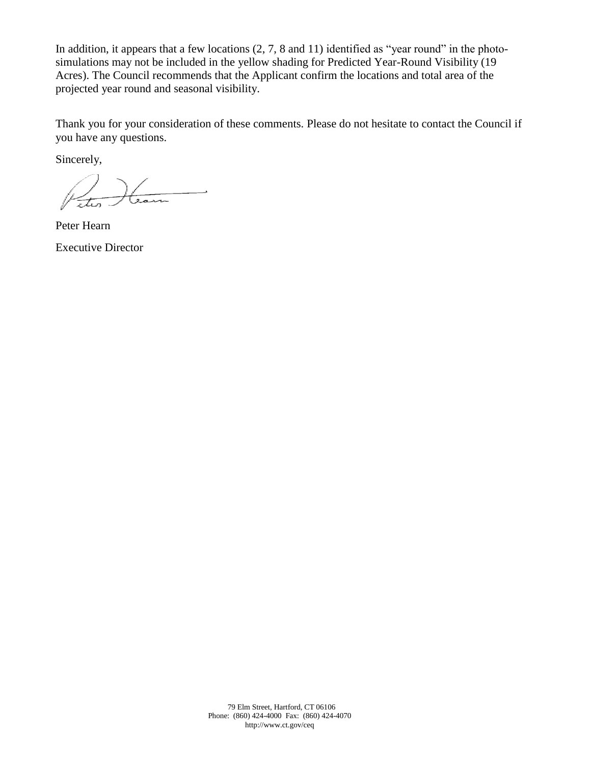In addition, it appears that a few locations (2, 7, 8 and 11) identified as "year round" in the photo-simulations may not be included in the yellow shading for Predicted Year-Round Visibility (19 Acres). The Council recommends that the Applicant confirm the locations and total area of the projected year round and seasonal visibility.

Thank you for your consideration of these comments. Please do not hesitate to contact the Council if you have any questions.

Sincerely,

Peter Hearn

Executive Director

79 Elm Street, Hartford, CT 06106
Phone: (860) 424-4000 Fax: (860) 424-4070
http://www.ct.gov/ceq